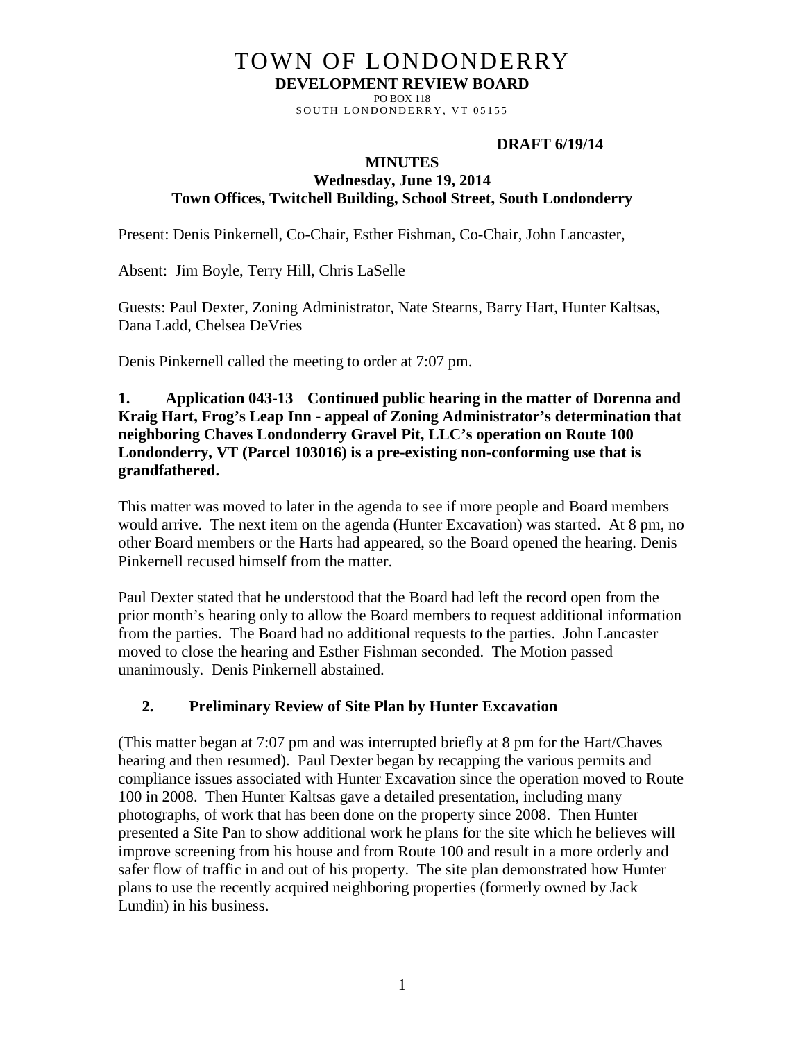# TOWN OF LONDONDERRY

**DEVELOPMENT REVIEW BOARD**

PO BOX 118
SOUTH LONDONDERRY, VT 05155

**DRAFT 6/19/14**

**MINUTES**
**Wednesday, June 19, 2014**
**Town Offices, Twitchell Building, School Street, South Londonderry**

Present: Denis Pinkernell, Co-Chair, Esther Fishman, Co-Chair, John Lancaster,

Absent: Jim Boyle, Terry Hill, Chris LaSelle

Guests: Paul Dexter, Zoning Administrator, Nate Stearns, Barry Hart, Hunter Kaltsas, Dana Ladd, Chelsea DeVries

Denis Pinkernell called the meeting to order at 7:07 pm.

**1. Application 043-13 Continued public hearing in the matter of Dorenna and Kraig Hart, Frog's Leap Inn - appeal of Zoning Administrator's determination that neighboring Chaves Londonderry Gravel Pit, LLC's operation on Route 100 Londonderry, VT (Parcel 103016) is a pre-existing non-conforming use that is grandfathered.**

This matter was moved to later in the agenda to see if more people and Board members would arrive. The next item on the agenda (Hunter Excavation) was started. At 8 pm, no other Board members or the Harts had appeared, so the Board opened the hearing. Denis Pinkernell recused himself from the matter.

Paul Dexter stated that he understood that the Board had left the record open from the prior month's hearing only to allow the Board members to request additional information from the parties. The Board had no additional requests to the parties. John Lancaster moved to close the hearing and Esther Fishman seconded. The Motion passed unanimously. Denis Pinkernell abstained.

**2. Preliminary Review of Site Plan by Hunter Excavation**

(This matter began at 7:07 pm and was interrupted briefly at 8 pm for the Hart/Chaves hearing and then resumed). Paul Dexter began by recapping the various permits and compliance issues associated with Hunter Excavation since the operation moved to Route 100 in 2008. Then Hunter Kaltsas gave a detailed presentation, including many photographs, of work that has been done on the property since 2008. Then Hunter presented a Site Pan to show additional work he plans for the site which he believes will improve screening from his house and from Route 100 and result in a more orderly and safer flow of traffic in and out of his property. The site plan demonstrated how Hunter plans to use the recently acquired neighboring properties (formerly owned by Jack Lundin) in his business.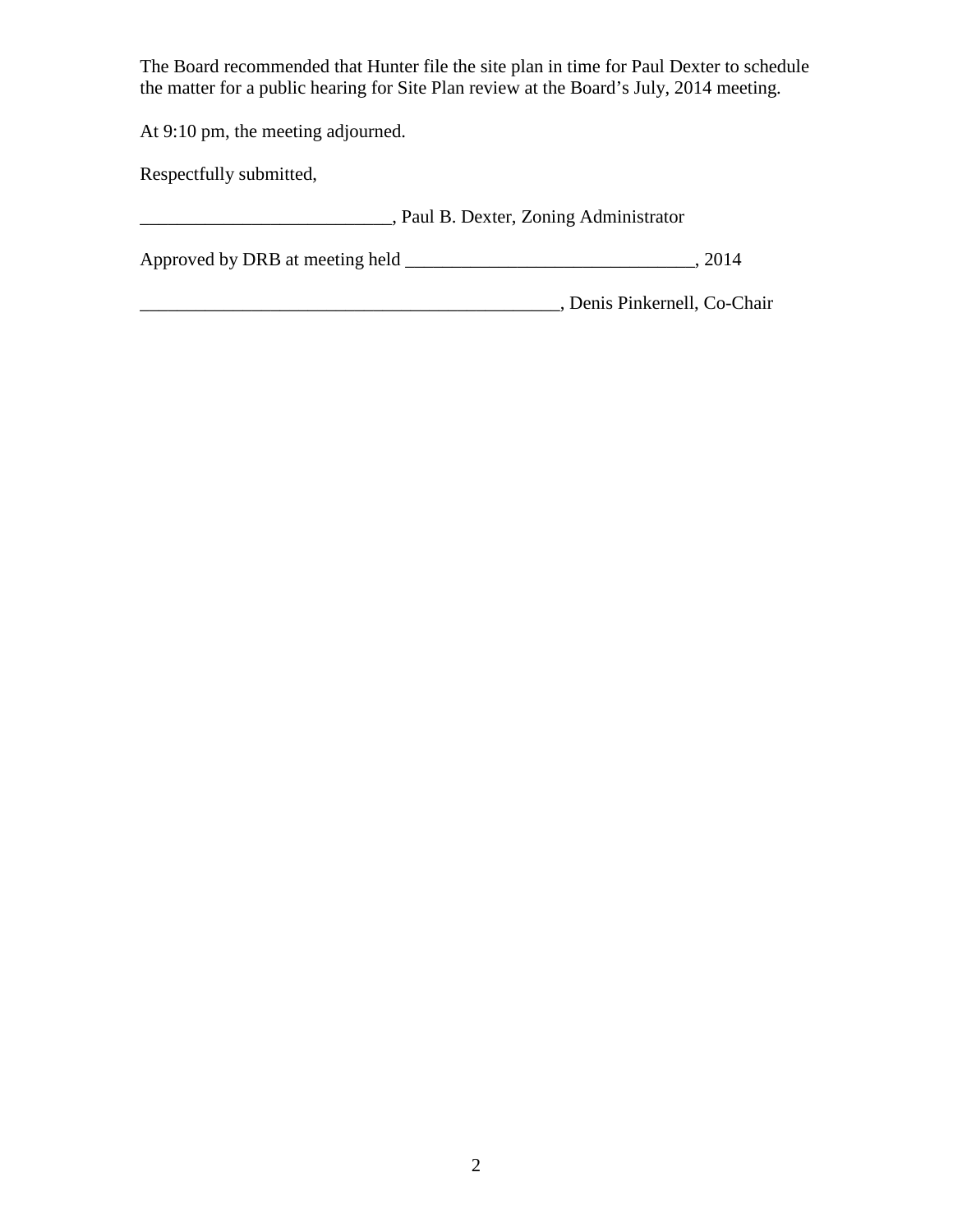The Board recommended that Hunter file the site plan in time for Paul Dexter to schedule the matter for a public hearing for Site Plan review at the Board's July, 2014 meeting.

At 9:10 pm, the meeting adjourned.

Respectfully submitted,

___________________________, Paul B. Dexter, Zoning Administrator

Approved by DRB at meeting held _______________________________, 2014

_____________________________________________, Denis Pinkernell, Co-Chair